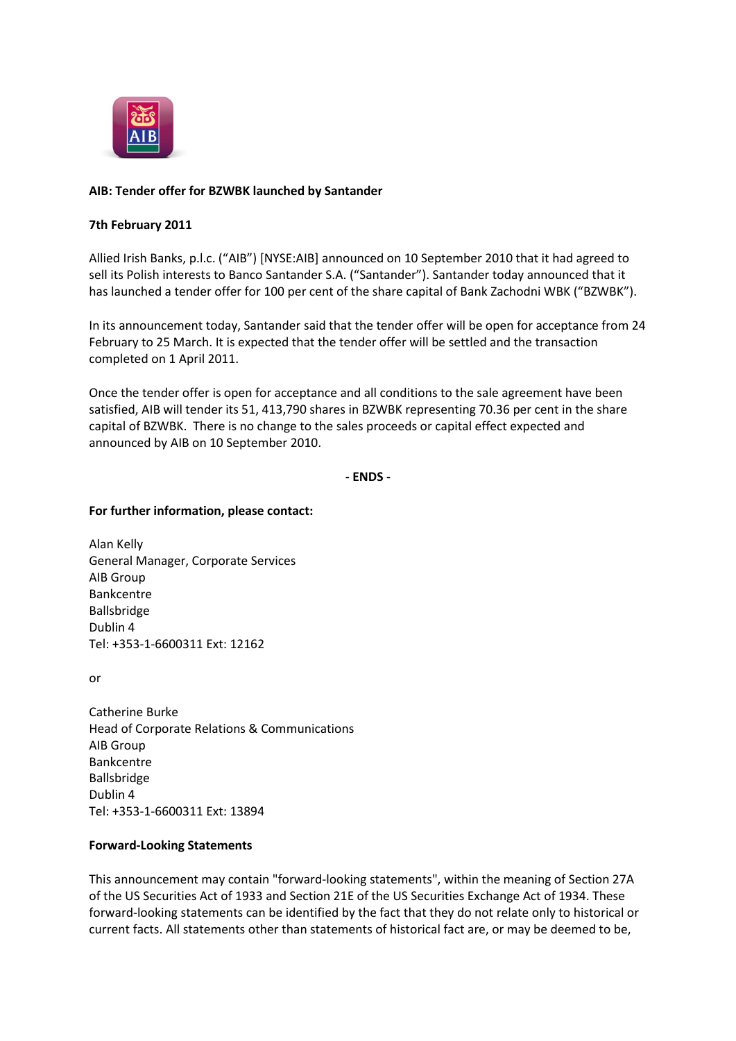**AIB: Tender offer for BZWBK launched by Santander**

**7th February 2011**

Allied Irish Banks, p.l.c. ("AIB") [NYSE:AIB] announced on 10 September 2010 that it had agreed to sell its Polish interests to Banco Santander S.A. ("Santander"). Santander today announced that it has launched a tender offer for 100 per cent of the share capital of Bank Zachodni WBK ("BZWBK").

In its announcement today, Santander said that the tender offer will be open for acceptance from 24 February to 25 March. It is expected that the tender offer will be settled and the transaction completed on 1 April 2011.

Once the tender offer is open for acceptance and all conditions to the sale agreement have been satisfied, AIB will tender its 51, 413,790 shares in BZWBK representing 70.36 per cent in the share capital of BZWBK. There is no change to the sales proceeds or capital effect expected and announced by AIB on 10 September 2010.

**- ENDS -**

**For further information, please contact:**

Alan Kelly
General Manager, Corporate Services
AIB Group
Bankcentre
Ballsbridge
Dublin 4
Tel: +353-1-6600311 Ext: 12162

or

Catherine Burke
Head of Corporate Relations & Communications
AIB Group
Bankcentre
Ballsbridge
Dublin 4
Tel: +353-1-6600311 Ext: 13894

**Forward-Looking Statements**

This announcement may contain "forward-looking statements", within the meaning of Section 27A of the US Securities Act of 1933 and Section 21E of the US Securities Exchange Act of 1934. These forward-looking statements can be identified by the fact that they do not relate only to historical or current facts. All statements other than statements of historical fact are, or may be deemed to be,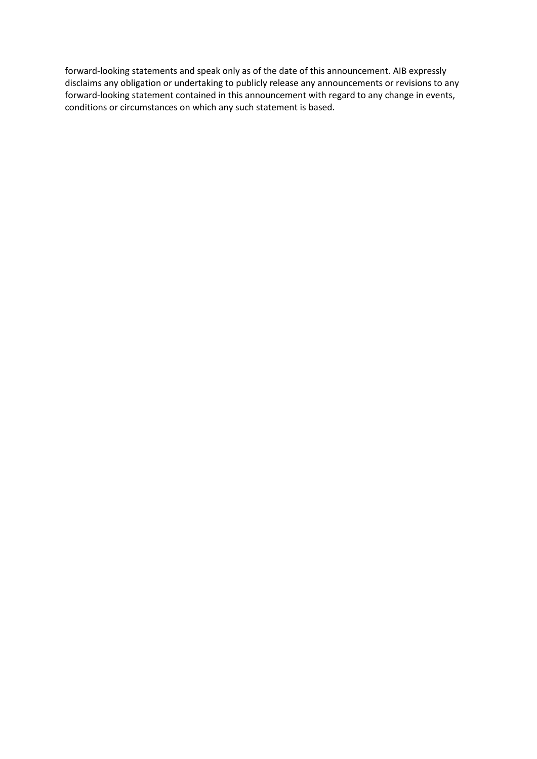forward-looking statements and speak only as of the date of this announcement. AIB expressly disclaims any obligation or undertaking to publicly release any announcements or revisions to any forward-looking statement contained in this announcement with regard to any change in events, conditions or circumstances on which any such statement is based.